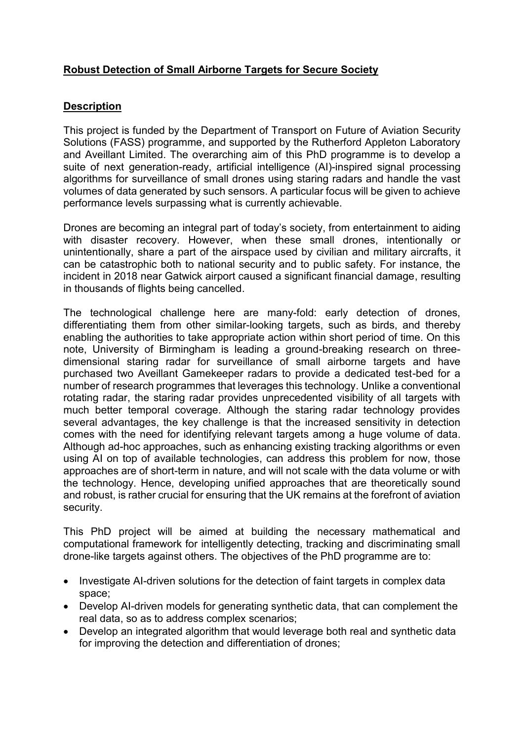# Robust Detection of Small Airborne Targets for Secure Society

## Description

This project is funded by the Department of Transport on Future of Aviation Security Solutions (FASS) programme, and supported by the Rutherford Appleton Laboratory and Aveillant Limited. The overarching aim of this PhD programme is to develop a suite of next generation-ready, artificial intelligence (AI)-inspired signal processing algorithms for surveillance of small drones using staring radars and handle the vast volumes of data generated by such sensors. A particular focus will be given to achieve performance levels surpassing what is currently achievable.

Drones are becoming an integral part of today's society, from entertainment to aiding with disaster recovery. However, when these small drones, intentionally or unintentionally, share a part of the airspace used by civilian and military aircrafts, it can be catastrophic both to national security and to public safety. For instance, the incident in 2018 near Gatwick airport caused a significant financial damage, resulting in thousands of flights being cancelled.

The technological challenge here are many-fold: early detection of drones, differentiating them from other similar-looking targets, such as birds, and thereby enabling the authorities to take appropriate action within short period of time. On this note, University of Birmingham is leading a ground-breaking research on three-dimensional staring radar for surveillance of small airborne targets and have purchased two Aveillant Gamekeeper radars to provide a dedicated test-bed for a number of research programmes that leverages this technology. Unlike a conventional rotating radar, the staring radar provides unprecedented visibility of all targets with much better temporal coverage. Although the staring radar technology provides several advantages, the key challenge is that the increased sensitivity in detection comes with the need for identifying relevant targets among a huge volume of data. Although ad-hoc approaches, such as enhancing existing tracking algorithms or even using AI on top of available technologies, can address this problem for now, those approaches are of short-term in nature, and will not scale with the data volume or with the technology. Hence, developing unified approaches that are theoretically sound and robust, is rather crucial for ensuring that the UK remains at the forefront of aviation security.

This PhD project will be aimed at building the necessary mathematical and computational framework for intelligently detecting, tracking and discriminating small drone-like targets against others. The objectives of the PhD programme are to:

- Investigate AI-driven solutions for the detection of faint targets in complex data space;
- Develop AI-driven models for generating synthetic data, that can complement the real data, so as to address complex scenarios;
- Develop an integrated algorithm that would leverage both real and synthetic data for improving the detection and differentiation of drones;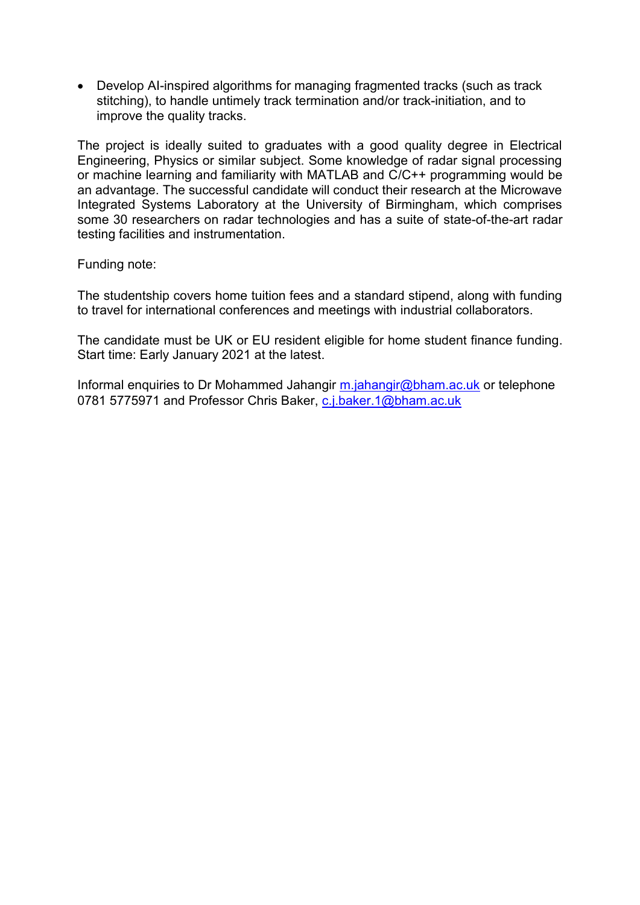- Develop AI-inspired algorithms for managing fragmented tracks (such as track stitching), to handle untimely track termination and/or track-initiation, and to improve the quality tracks.

The project is ideally suited to graduates with a good quality degree in Electrical Engineering, Physics or similar subject. Some knowledge of radar signal processing or machine learning and familiarity with MATLAB and C/C++ programming would be an advantage. The successful candidate will conduct their research at the Microwave Integrated Systems Laboratory at the University of Birmingham, which comprises some 30 researchers on radar technologies and has a suite of state-of-the-art radar testing facilities and instrumentation.

Funding note:

The studentship covers home tuition fees and a standard stipend, along with funding to travel for international conferences and meetings with industrial collaborators.

The candidate must be UK or EU resident eligible for home student finance funding. Start time: Early January 2021 at the latest.

Informal enquiries to Dr Mohammed Jahangir m.jahangir@bham.ac.uk or telephone 0781 5775971 and Professor Chris Baker, c.j.baker.1@bham.ac.uk